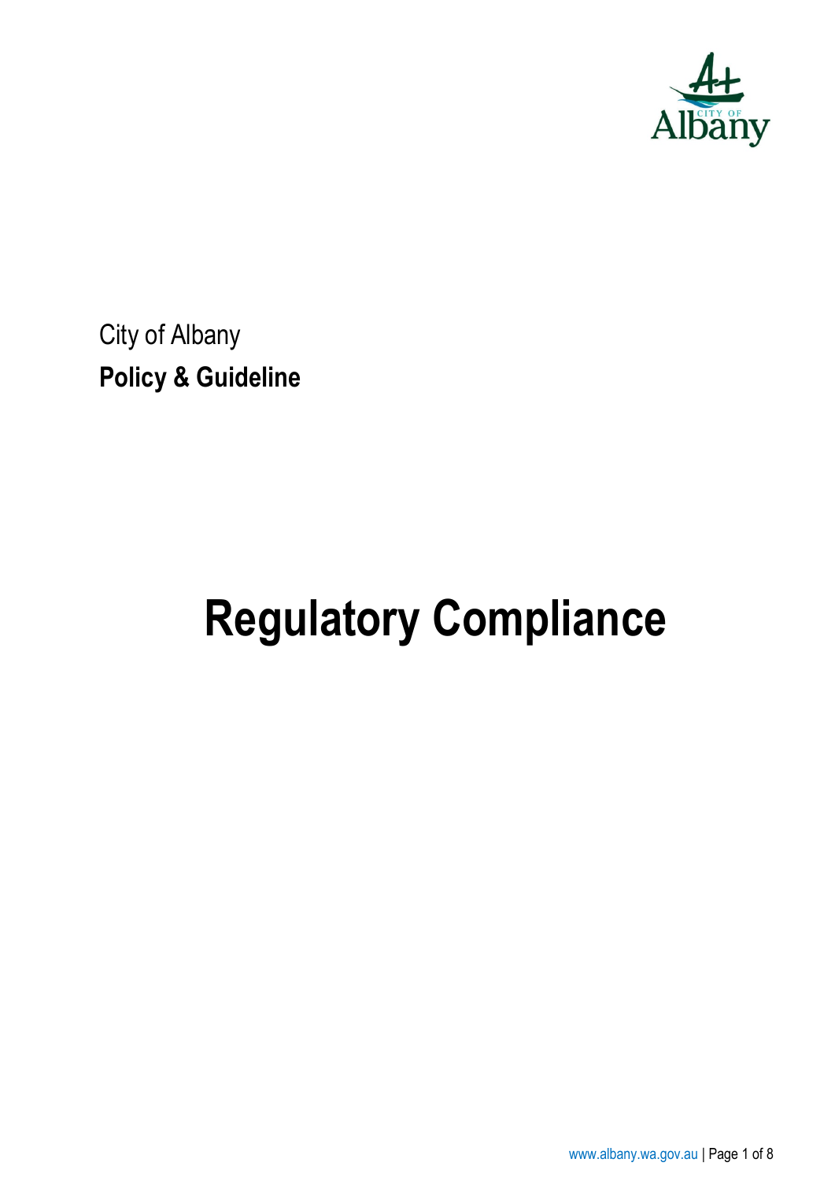City of Albany

**Policy & Guideline**

# Regulatory Compliance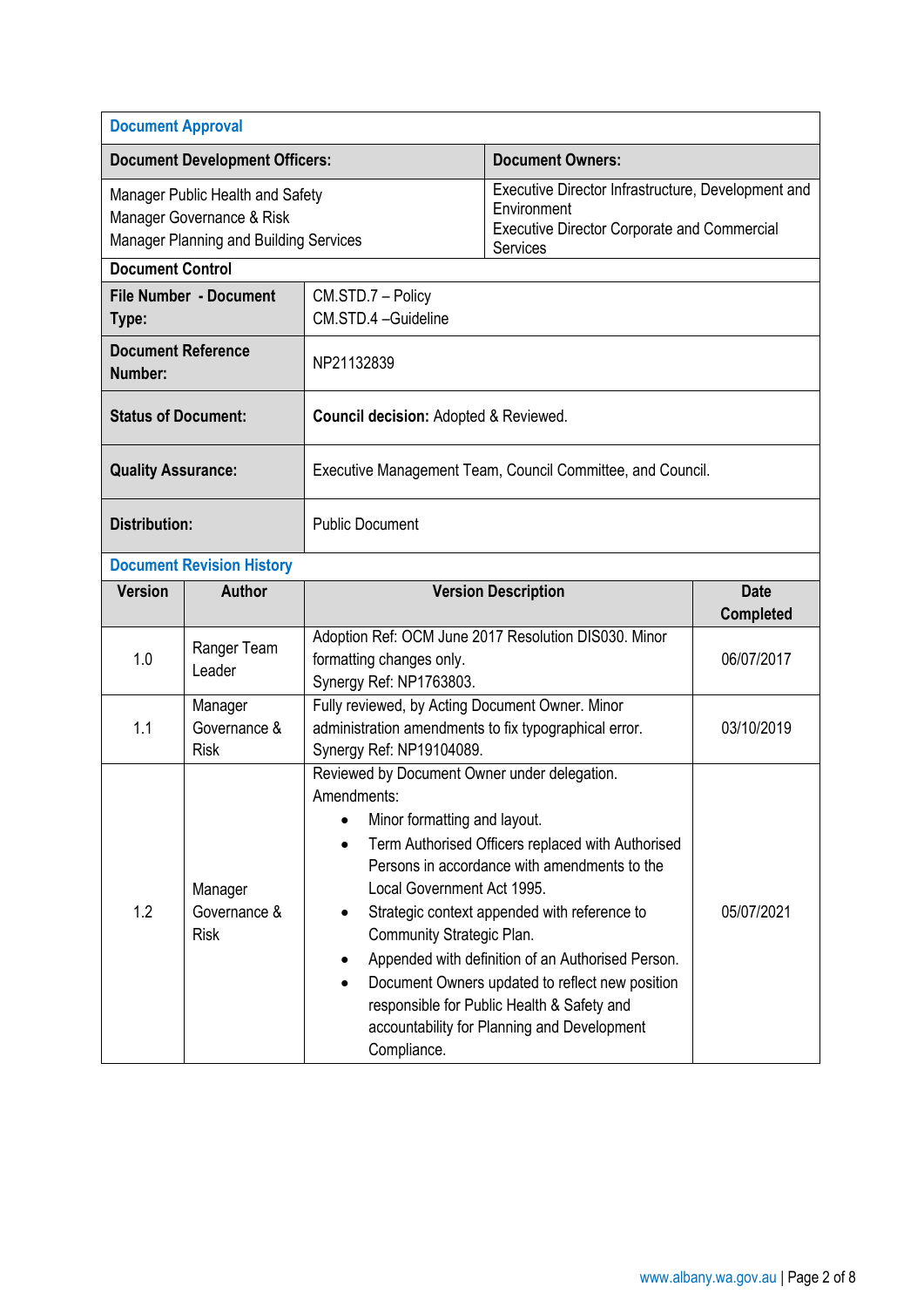## Document Approval

| Document Development Officers: | Document Owners: |
|---|---|
| Manager Public Health and Safety<br>Manager Governance & Risk<br>Manager Planning and Building Services | Executive Director Infrastructure, Development and Environment<br>Executive Director Corporate and Commercial Services |

**Document Control**

| | |
|---|---|
| **File Number - Document Type:** | CM.STD.7 – Policy<br>CM.STD.4 –Guideline |
| **Document Reference Number:** | NP21132839 |
| **Status of Document:** | **Council decision:** Adopted & Reviewed. |
| **Quality Assurance:** | Executive Management Team, Council Committee, and Council. |
| **Distribution:** | Public Document |

## Document Revision History

| Version | Author | Version Description | Date Completed |
|---|---|---|---|
| 1.0 | Ranger Team Leader | Adoption Ref: OCM June 2017 Resolution DIS030. Minor formatting changes only.<br>Synergy Ref: NP1763803. | 06/07/2017 |
| 1.1 | Manager Governance & Risk | Fully reviewed, by Acting Document Owner. Minor administration amendments to fix typographical error.<br>Synergy Ref: NP19104089. | 03/10/2019 |
| 1.2 | Manager Governance & Risk | Reviewed by Document Owner under delegation.<br>Amendments:<br>• Minor formatting and layout.<br>• Term Authorised Officers replaced with Authorised Persons in accordance with amendments to the Local Government Act 1995.<br>• Strategic context appended with reference to Community Strategic Plan.<br>• Appended with definition of an Authorised Person.<br>• Document Owners updated to reflect new position responsible for Public Health & Safety and accountability for Planning and Development Compliance. | 05/07/2021 |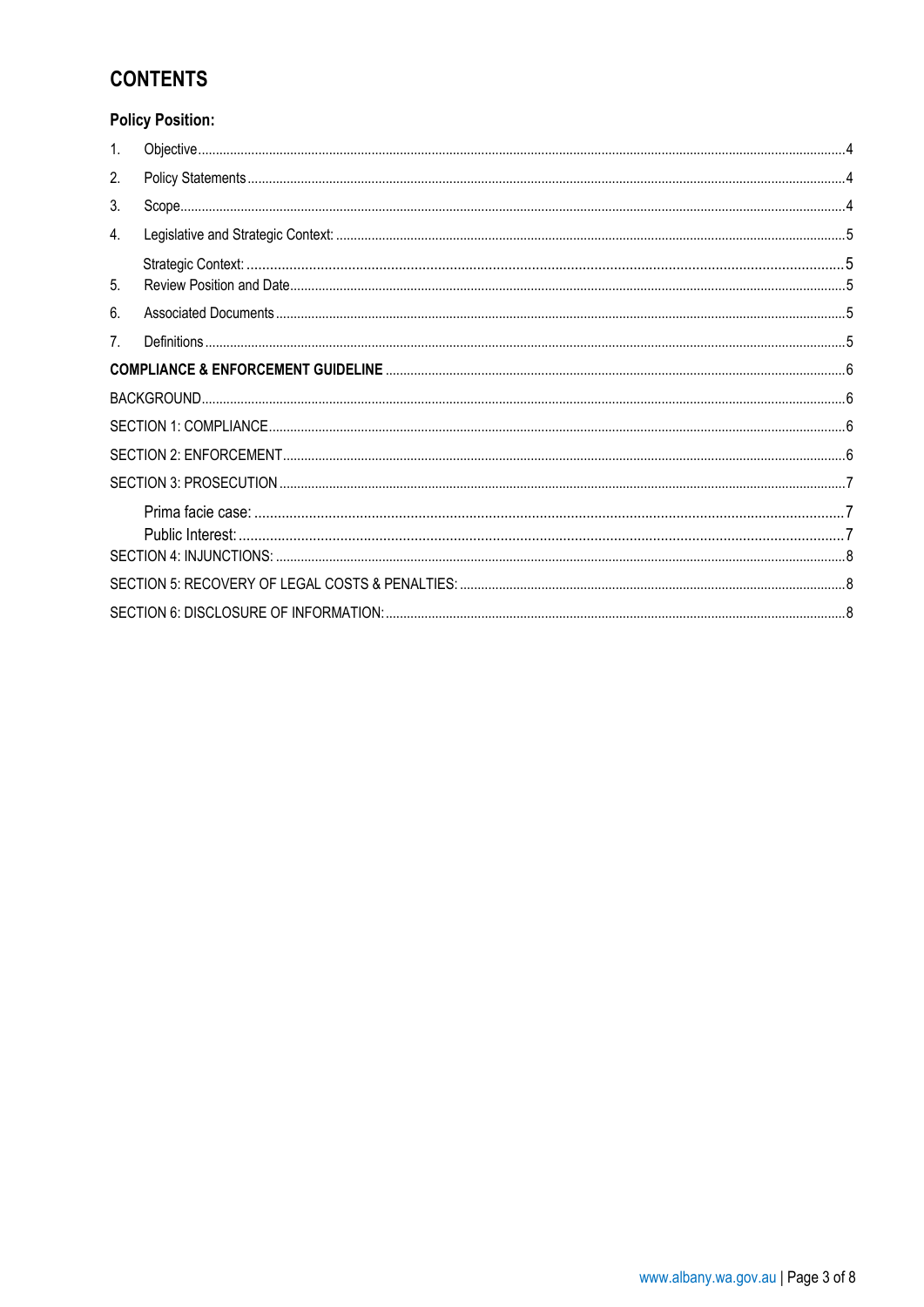# CONTENTS

## Policy Position:

1. Objective .......... 4
2. Policy Statements .......... 4
3. Scope .......... 4
4. Legislative and Strategic Context: .......... 5

   Strategic Context: .......... 5
5. Review Position and Date .......... 5
6. Associated Documents .......... 5
7. Definitions .......... 5

**COMPLIANCE & ENFORCEMENT GUIDELINE** .......... 6

BACKGROUND .......... 6

SECTION 1: COMPLIANCE .......... 6

SECTION 2: ENFORCEMENT .......... 6

SECTION 3: PROSECUTION .......... 7

- Prima facie case: .......... 7
- Public Interest: .......... 7

SECTION 4: INJUNCTIONS: .......... 8

SECTION 5: RECOVERY OF LEGAL COSTS & PENALTIES: .......... 8

SECTION 6: DISCLOSURE OF INFORMATION: .......... 8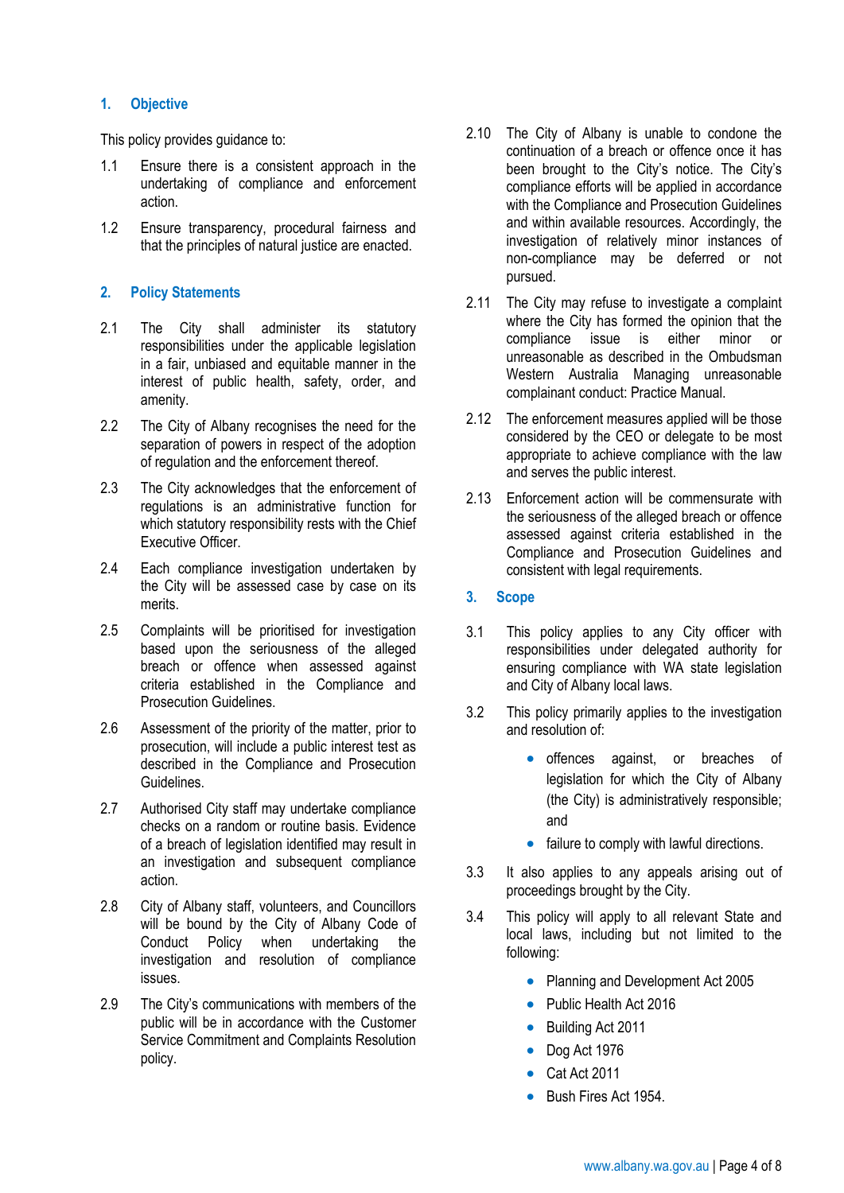## 1. Objective

This policy provides guidance to:

1.1 Ensure there is a consistent approach in the undertaking of compliance and enforcement action.

1.2 Ensure transparency, procedural fairness and that the principles of natural justice are enacted.

## 2. Policy Statements

2.1 The City shall administer its statutory responsibilities under the applicable legislation in a fair, unbiased and equitable manner in the interest of public health, safety, order, and amenity.

2.2 The City of Albany recognises the need for the separation of powers in respect of the adoption of regulation and the enforcement thereof.

2.3 The City acknowledges that the enforcement of regulations is an administrative function for which statutory responsibility rests with the Chief Executive Officer.

2.4 Each compliance investigation undertaken by the City will be assessed case by case on its merits.

2.5 Complaints will be prioritised for investigation based upon the seriousness of the alleged breach or offence when assessed against criteria established in the Compliance and Prosecution Guidelines.

2.6 Assessment of the priority of the matter, prior to prosecution, will include a public interest test as described in the Compliance and Prosecution Guidelines.

2.7 Authorised City staff may undertake compliance checks on a random or routine basis. Evidence of a breach of legislation identified may result in an investigation and subsequent compliance action.

2.8 City of Albany staff, volunteers, and Councillors will be bound by the City of Albany Code of Conduct Policy when undertaking the investigation and resolution of compliance issues.

2.9 The City's communications with members of the public will be in accordance with the Customer Service Commitment and Complaints Resolution policy.

2.10 The City of Albany is unable to condone the continuation of a breach or offence once it has been brought to the City's notice. The City's compliance efforts will be applied in accordance with the Compliance and Prosecution Guidelines and within available resources. Accordingly, the investigation of relatively minor instances of non-compliance may be deferred or not pursued.

2.11 The City may refuse to investigate a complaint where the City has formed the opinion that the compliance issue is either minor or unreasonable as described in the Ombudsman Western Australia Managing unreasonable complainant conduct: Practice Manual.

2.12 The enforcement measures applied will be those considered by the CEO or delegate to be most appropriate to achieve compliance with the law and serves the public interest.

2.13 Enforcement action will be commensurate with the seriousness of the alleged breach or offence assessed against criteria established in the Compliance and Prosecution Guidelines and consistent with legal requirements.

## 3. Scope

3.1 This policy applies to any City officer with responsibilities under delegated authority for ensuring compliance with WA state legislation and City of Albany local laws.

3.2 This policy primarily applies to the investigation and resolution of:

- offences against, or breaches of legislation for which the City of Albany (the City) is administratively responsible; and
- failure to comply with lawful directions.

3.3 It also applies to any appeals arising out of proceedings brought by the City.

3.4 This policy will apply to all relevant State and local laws, including but not limited to the following:

- Planning and Development Act 2005
- Public Health Act 2016
- Building Act 2011
- Dog Act 1976
- Cat Act 2011
- Bush Fires Act 1954.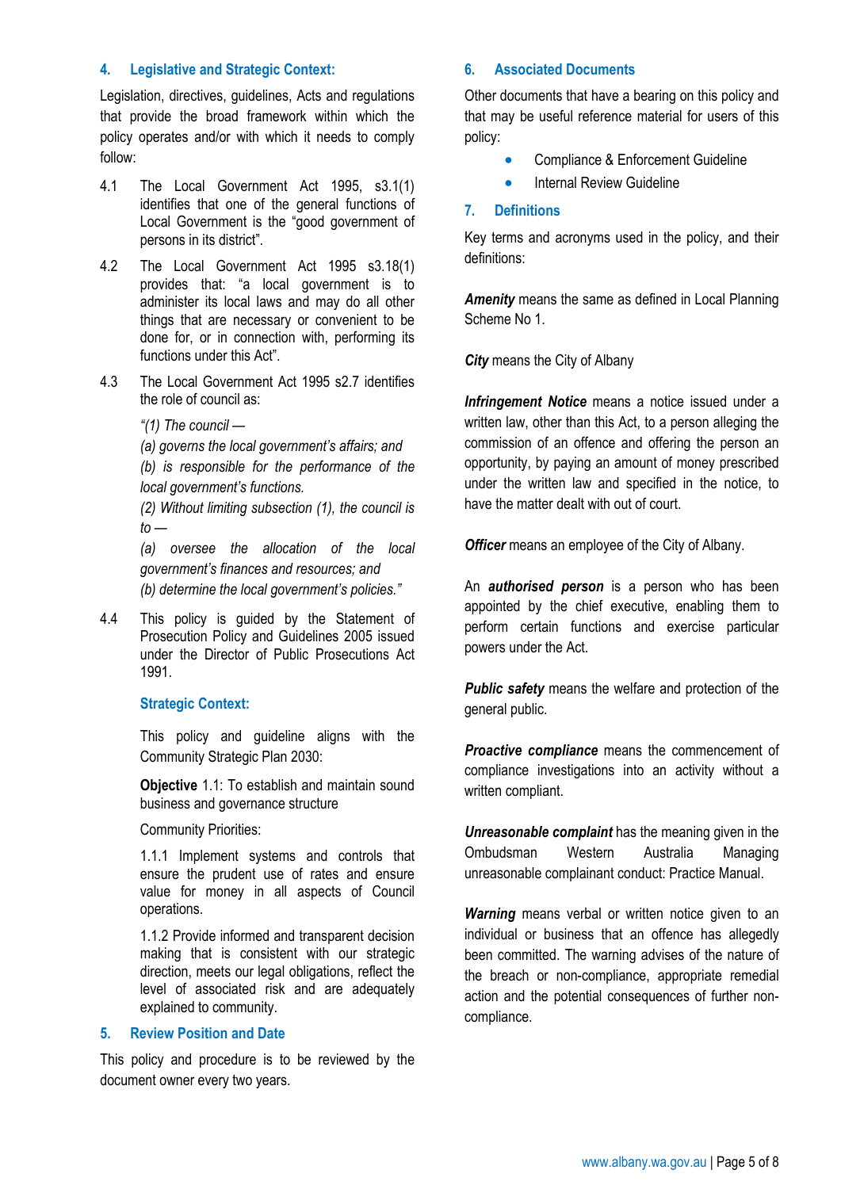## 4. Legislative and Strategic Context:

Legislation, directives, guidelines, Acts and regulations that provide the broad framework within which the policy operates and/or with which it needs to comply follow:

4.1 The Local Government Act 1995, s3.1(1) identifies that one of the general functions of Local Government is the "good government of persons in its district".

4.2 The Local Government Act 1995 s3.18(1) provides that: "a local government is to administer its local laws and may do all other things that are necessary or convenient to be done for, or in connection with, performing its functions under this Act".

4.3 The Local Government Act 1995 s2.7 identifies the role of council as:

*"(1) The council —*

*(a) governs the local government's affairs; and*

*(b) is responsible for the performance of the local government's functions.*

*(2) Without limiting subsection (1), the council is to —*

*(a) oversee the allocation of the local government's finances and resources; and*

*(b) determine the local government's policies."*

4.4 This policy is guided by the Statement of Prosecution Policy and Guidelines 2005 issued under the Director of Public Prosecutions Act 1991.

### Strategic Context:

This policy and guideline aligns with the Community Strategic Plan 2030:

**Objective** 1.1: To establish and maintain sound business and governance structure

Community Priorities:

1.1.1 Implement systems and controls that ensure the prudent use of rates and ensure value for money in all aspects of Council operations.

1.1.2 Provide informed and transparent decision making that is consistent with our strategic direction, meets our legal obligations, reflect the level of associated risk and are adequately explained to community.

## 5. Review Position and Date

This policy and procedure is to be reviewed by the document owner every two years.

## 6. Associated Documents

Other documents that have a bearing on this policy and that may be useful reference material for users of this policy:

- Compliance & Enforcement Guideline
- Internal Review Guideline

## 7. Definitions

Key terms and acronyms used in the policy, and their definitions:

***Amenity*** means the same as defined in Local Planning Scheme No 1.

***City*** means the City of Albany

***Infringement Notice*** means a notice issued under a written law, other than this Act, to a person alleging the commission of an offence and offering the person an opportunity, by paying an amount of money prescribed under the written law and specified in the notice, to have the matter dealt with out of court.

***Officer*** means an employee of the City of Albany.

An ***authorised person*** is a person who has been appointed by the chief executive, enabling them to perform certain functions and exercise particular powers under the Act.

***Public safety*** means the welfare and protection of the general public.

***Proactive compliance*** means the commencement of compliance investigations into an activity without a written compliant.

***Unreasonable complaint*** has the meaning given in the Ombudsman Western Australia Managing unreasonable complainant conduct: Practice Manual.

***Warning*** means verbal or written notice given to an individual or business that an offence has allegedly been committed. The warning advises of the nature of the breach or non-compliance, appropriate remedial action and the potential consequences of further non-compliance.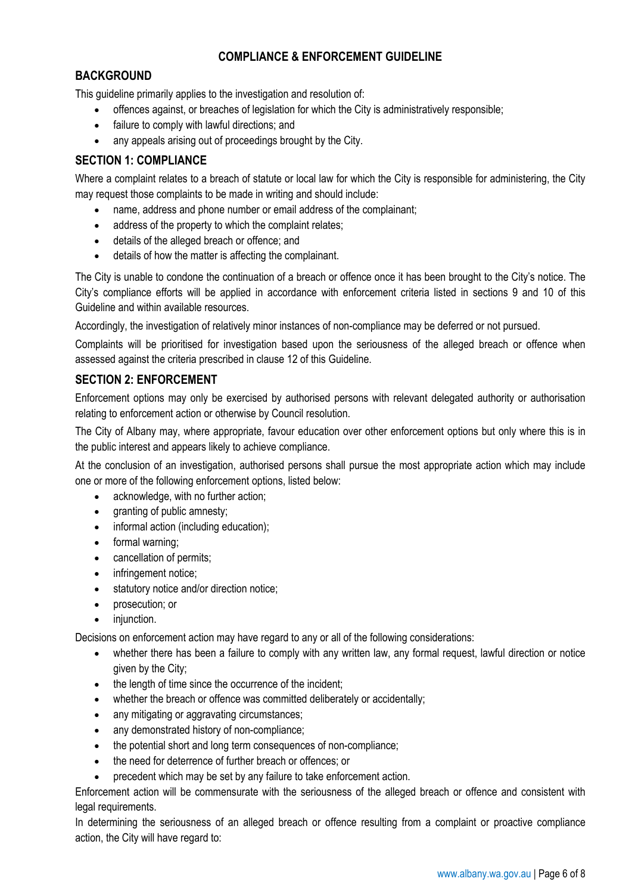## COMPLIANCE & ENFORCEMENT GUIDELINE

### BACKGROUND

This guideline primarily applies to the investigation and resolution of:

- offences against, or breaches of legislation for which the City is administratively responsible;
- failure to comply with lawful directions; and
- any appeals arising out of proceedings brought by the City.

### SECTION 1: COMPLIANCE

Where a complaint relates to a breach of statute or local law for which the City is responsible for administering, the City may request those complaints to be made in writing and should include:

- name, address and phone number or email address of the complainant;
- address of the property to which the complaint relates;
- details of the alleged breach or offence; and
- details of how the matter is affecting the complainant.

The City is unable to condone the continuation of a breach or offence once it has been brought to the City's notice. The City's compliance efforts will be applied in accordance with enforcement criteria listed in sections 9 and 10 of this Guideline and within available resources.

Accordingly, the investigation of relatively minor instances of non-compliance may be deferred or not pursued.

Complaints will be prioritised for investigation based upon the seriousness of the alleged breach or offence when assessed against the criteria prescribed in clause 12 of this Guideline.

### SECTION 2: ENFORCEMENT

Enforcement options may only be exercised by authorised persons with relevant delegated authority or authorisation relating to enforcement action or otherwise by Council resolution.

The City of Albany may, where appropriate, favour education over other enforcement options but only where this is in the public interest and appears likely to achieve compliance.

At the conclusion of an investigation, authorised persons shall pursue the most appropriate action which may include one or more of the following enforcement options, listed below:

- acknowledge, with no further action;
- granting of public amnesty;
- informal action (including education);
- formal warning;
- cancellation of permits;
- infringement notice;
- statutory notice and/or direction notice;
- prosecution; or
- injunction.

Decisions on enforcement action may have regard to any or all of the following considerations:

- whether there has been a failure to comply with any written law, any formal request, lawful direction or notice given by the City;
- the length of time since the occurrence of the incident;
- whether the breach or offence was committed deliberately or accidentally;
- any mitigating or aggravating circumstances;
- any demonstrated history of non-compliance;
- the potential short and long term consequences of non-compliance;
- the need for deterrence of further breach or offences; or
- precedent which may be set by any failure to take enforcement action.

Enforcement action will be commensurate with the seriousness of the alleged breach or offence and consistent with legal requirements.

In determining the seriousness of an alleged breach or offence resulting from a complaint or proactive compliance action, the City will have regard to: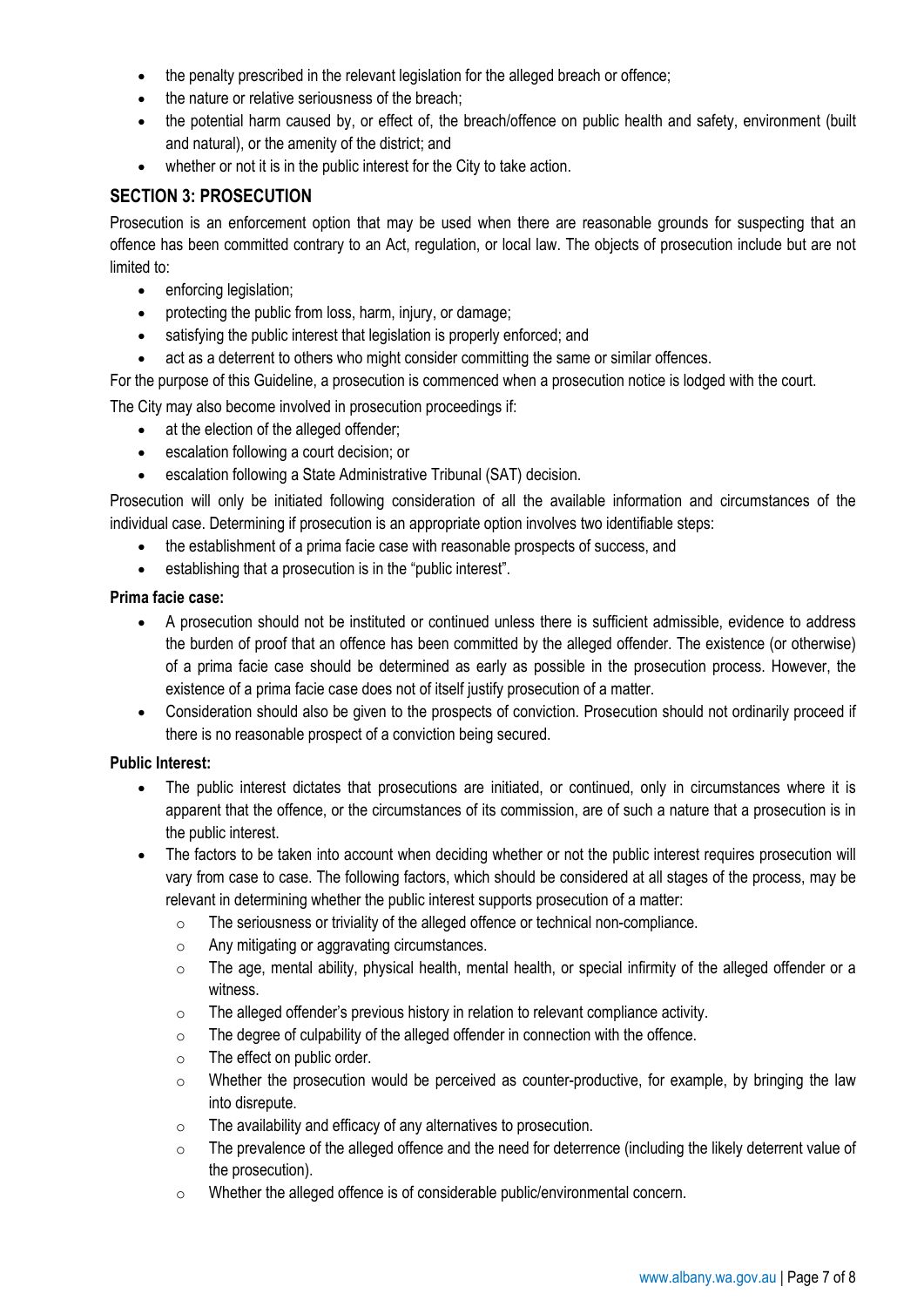- the penalty prescribed in the relevant legislation for the alleged breach or offence;
- the nature or relative seriousness of the breach;
- the potential harm caused by, or effect of, the breach/offence on public health and safety, environment (built and natural), or the amenity of the district; and
- whether or not it is in the public interest for the City to take action.

## SECTION 3: PROSECUTION

Prosecution is an enforcement option that may be used when there are reasonable grounds for suspecting that an offence has been committed contrary to an Act, regulation, or local law. The objects of prosecution include but are not limited to:

- enforcing legislation;
- protecting the public from loss, harm, injury, or damage;
- satisfying the public interest that legislation is properly enforced; and
- act as a deterrent to others who might consider committing the same or similar offences.

For the purpose of this Guideline, a prosecution is commenced when a prosecution notice is lodged with the court.

The City may also become involved in prosecution proceedings if:

- at the election of the alleged offender;
- escalation following a court decision; or
- escalation following a State Administrative Tribunal (SAT) decision.

Prosecution will only be initiated following consideration of all the available information and circumstances of the individual case. Determining if prosecution is an appropriate option involves two identifiable steps:

- the establishment of a prima facie case with reasonable prospects of success, and
- establishing that a prosecution is in the "public interest".

**Prima facie case:**

- A prosecution should not be instituted or continued unless there is sufficient admissible, evidence to address the burden of proof that an offence has been committed by the alleged offender. The existence (or otherwise) of a prima facie case should be determined as early as possible in the prosecution process. However, the existence of a prima facie case does not of itself justify prosecution of a matter.
- Consideration should also be given to the prospects of conviction. Prosecution should not ordinarily proceed if there is no reasonable prospect of a conviction being secured.

**Public Interest:**

- The public interest dictates that prosecutions are initiated, or continued, only in circumstances where it is apparent that the offence, or the circumstances of its commission, are of such a nature that a prosecution is in the public interest.
- The factors to be taken into account when deciding whether or not the public interest requires prosecution will vary from case to case. The following factors, which should be considered at all stages of the process, may be relevant in determining whether the public interest supports prosecution of a matter:
    - The seriousness or triviality of the alleged offence or technical non-compliance.
    - Any mitigating or aggravating circumstances.
    - The age, mental ability, physical health, mental health, or special infirmity of the alleged offender or a witness.
    - The alleged offender's previous history in relation to relevant compliance activity.
    - The degree of culpability of the alleged offender in connection with the offence.
    - The effect on public order.
    - Whether the prosecution would be perceived as counter-productive, for example, by bringing the law into disrepute.
    - The availability and efficacy of any alternatives to prosecution.
    - The prevalence of the alleged offence and the need for deterrence (including the likely deterrent value of the prosecution).
    - Whether the alleged offence is of considerable public/environmental concern.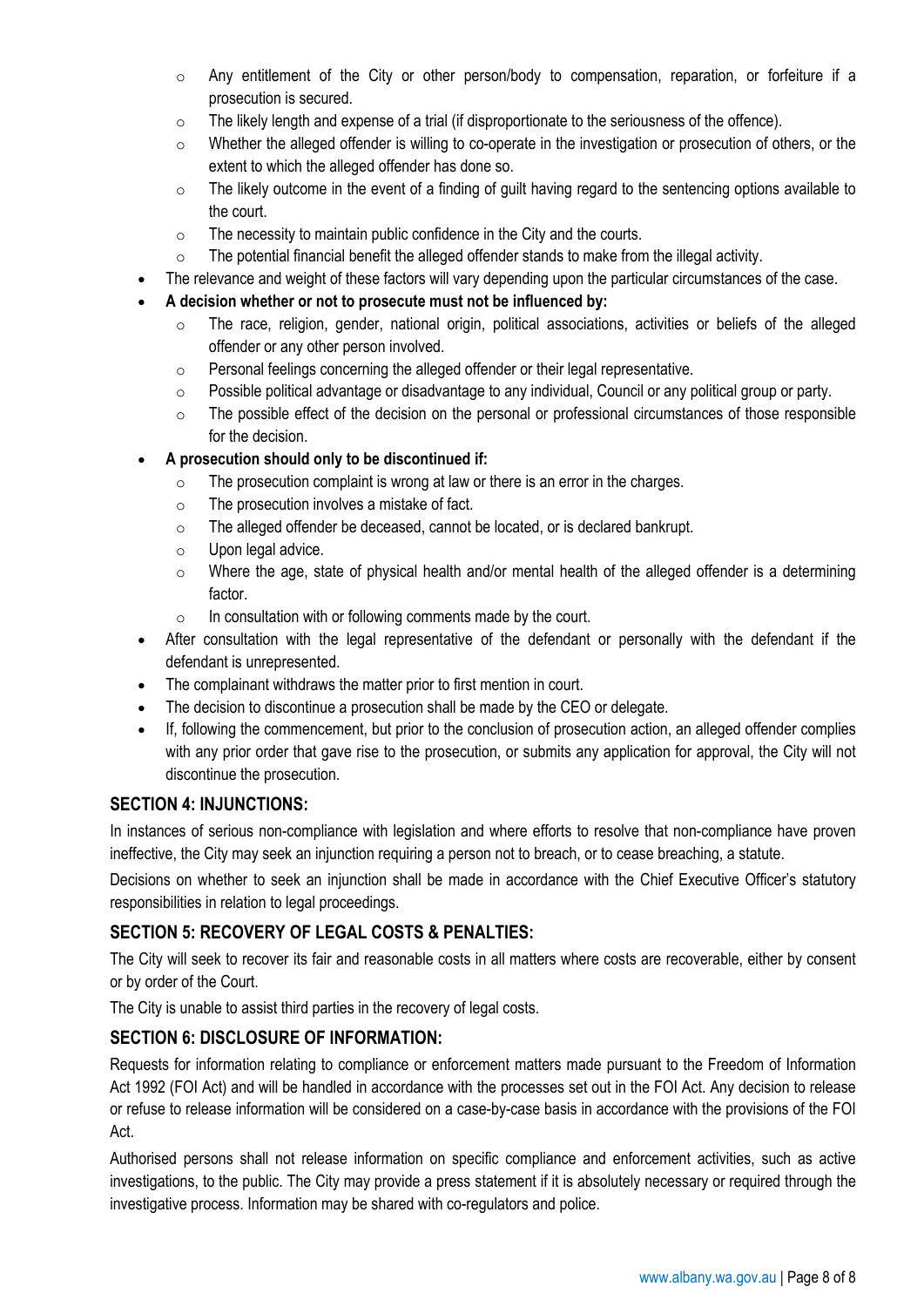- Any entitlement of the City or other person/body to compensation, reparation, or forfeiture if a prosecution is secured.
    - The likely length and expense of a trial (if disproportionate to the seriousness of the offence).
    - Whether the alleged offender is willing to co-operate in the investigation or prosecution of others, or the extent to which the alleged offender has done so.
    - The likely outcome in the event of a finding of guilt having regard to the sentencing options available to the court.
    - The necessity to maintain public confidence in the City and the courts.
    - The potential financial benefit the alleged offender stands to make from the illegal activity.
- The relevance and weight of these factors will vary depending upon the particular circumstances of the case.
- **A decision whether or not to prosecute must not be influenced by:**
    - The race, religion, gender, national origin, political associations, activities or beliefs of the alleged offender or any other person involved.
    - Personal feelings concerning the alleged offender or their legal representative.
    - Possible political advantage or disadvantage to any individual, Council or any political group or party.
    - The possible effect of the decision on the personal or professional circumstances of those responsible for the decision.
- **A prosecution should only to be discontinued if:**
    - The prosecution complaint is wrong at law or there is an error in the charges.
    - The prosecution involves a mistake of fact.
    - The alleged offender be deceased, cannot be located, or is declared bankrupt.
    - Upon legal advice.
    - Where the age, state of physical health and/or mental health of the alleged offender is a determining factor.
    - In consultation with or following comments made by the court.
- After consultation with the legal representative of the defendant or personally with the defendant if the defendant is unrepresented.
- The complainant withdraws the matter prior to first mention in court.
- The decision to discontinue a prosecution shall be made by the CEO or delegate.
- If, following the commencement, but prior to the conclusion of prosecution action, an alleged offender complies with any prior order that gave rise to the prosecution, or submits any application for approval, the City will not discontinue the prosecution.

## SECTION 4: INJUNCTIONS:

In instances of serious non-compliance with legislation and where efforts to resolve that non-compliance have proven ineffective, the City may seek an injunction requiring a person not to breach, or to cease breaching, a statute.

Decisions on whether to seek an injunction shall be made in accordance with the Chief Executive Officer's statutory responsibilities in relation to legal proceedings.

## SECTION 5: RECOVERY OF LEGAL COSTS & PENALTIES:

The City will seek to recover its fair and reasonable costs in all matters where costs are recoverable, either by consent or by order of the Court.

The City is unable to assist third parties in the recovery of legal costs.

## SECTION 6: DISCLOSURE OF INFORMATION:

Requests for information relating to compliance or enforcement matters made pursuant to the Freedom of Information Act 1992 (FOI Act) and will be handled in accordance with the processes set out in the FOI Act. Any decision to release or refuse to release information will be considered on a case-by-case basis in accordance with the provisions of the FOI Act.

Authorised persons shall not release information on specific compliance and enforcement activities, such as active investigations, to the public. The City may provide a press statement if it is absolutely necessary or required through the investigative process. Information may be shared with co-regulators and police.